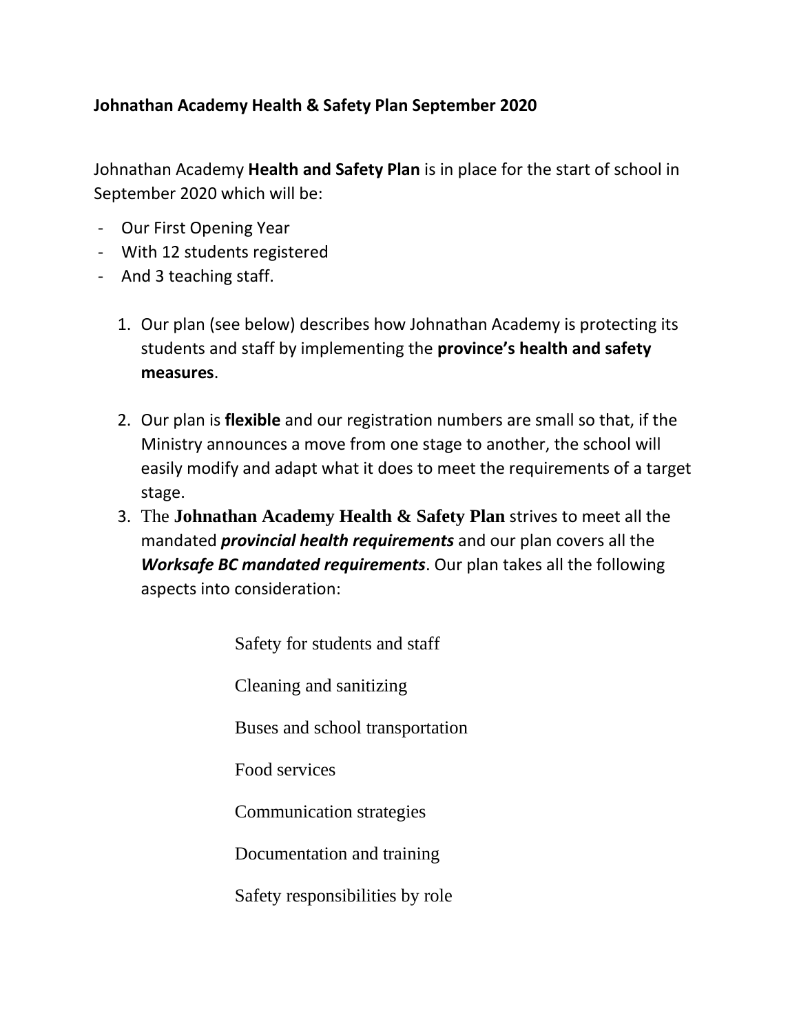**Johnathan Academy Health & Safety Plan September 2020**

Johnathan Academy **Health and Safety Plan** is in place for the start of school in September 2020 which will be:

- Our First Opening Year
- With 12 students registered
- And 3 teaching staff.

1. Our plan (see below) describes how Johnathan Academy is protecting its students and staff by implementing the **province's health and safety measures**.

2. Our plan is **flexible** and our registration numbers are small so that, if the Ministry announces a move from one stage to another, the school will easily modify and adapt what it does to meet the requirements of a target stage.
3. The **Johnathan Academy Health & Safety Plan** strives to meet all the mandated ***provincial health requirements*** and our plan covers all the ***Worksafe BC mandated requirements***. Our plan takes all the following aspects into consideration:

    Safety for students and staff

    Cleaning and sanitizing

    Buses and school transportation

    Food services

    Communication strategies

    Documentation and training

    Safety responsibilities by role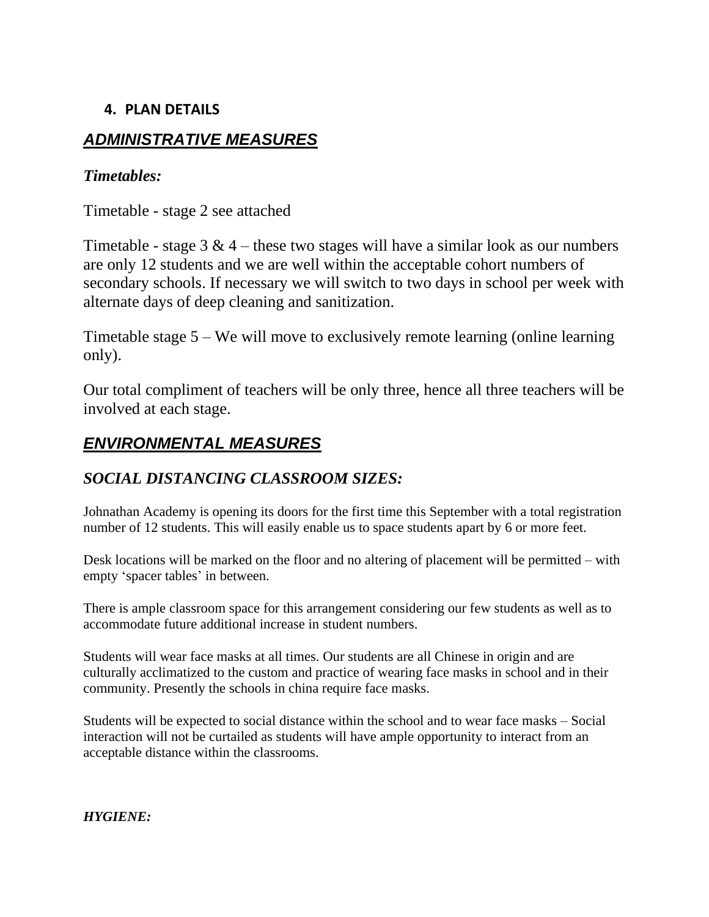## 4. PLAN DETAILS

### ***ADMINISTRATIVE MEASURES***

#### *Timetables:*

Timetable - stage 2 see attached

Timetable - stage 3 & 4 – these two stages will have a similar look as our numbers are only 12 students and we are well within the acceptable cohort numbers of secondary schools. If necessary we will switch to two days in school per week with alternate days of deep cleaning and sanitization.

Timetable stage 5 – We will move to exclusively remote learning (online learning only).

Our total compliment of teachers will be only three, hence all three teachers will be involved at each stage.

### ***ENVIRONMENTAL MEASURES***

#### *SOCIAL DISTANCING CLASSROOM SIZES:*

Johnathan Academy is opening its doors for the first time this September with a total registration number of 12 students. This will easily enable us to space students apart by 6 or more feet.

Desk locations will be marked on the floor and no altering of placement will be permitted – with empty 'spacer tables' in between.

There is ample classroom space for this arrangement considering our few students as well as to accommodate future additional increase in student numbers.

Students will wear face masks at all times. Our students are all Chinese in origin and are culturally acclimatized to the custom and practice of wearing face masks in school and in their community. Presently the schools in china require face masks.

Students will be expected to social distance within the school and to wear face masks – Social interaction will not be curtailed as students will have ample opportunity to interact from an acceptable distance within the classrooms.

***HYGIENE:***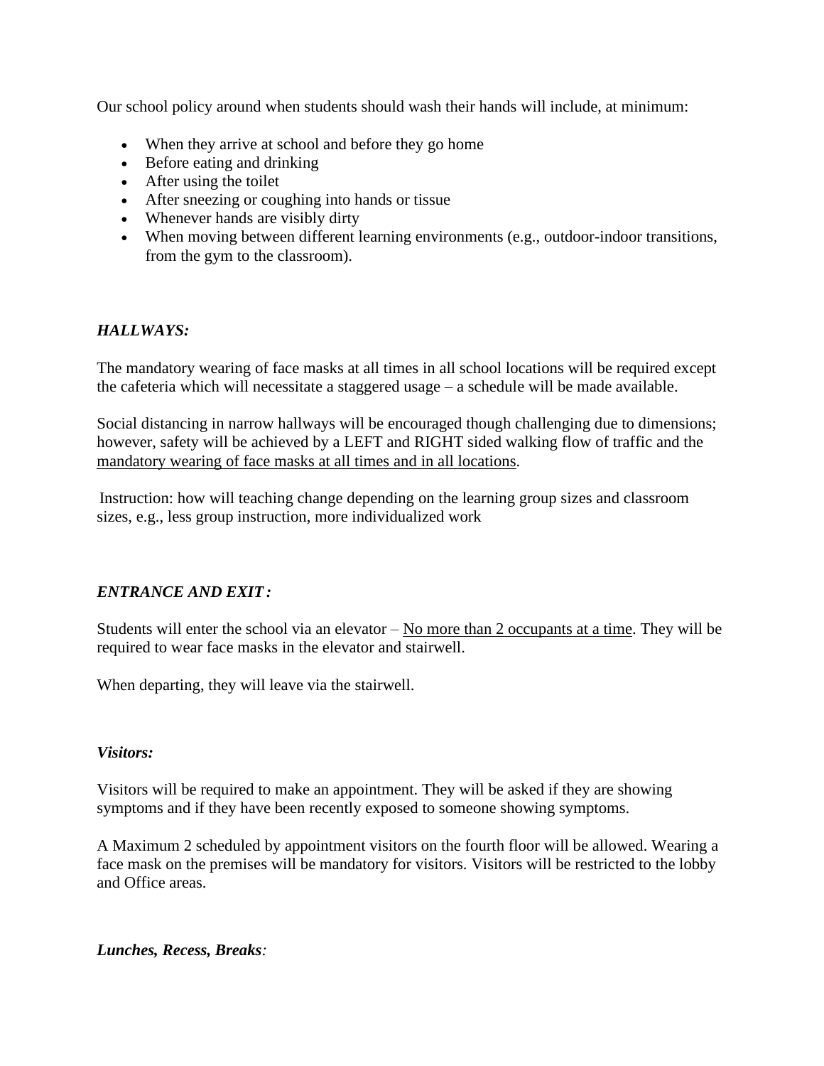Our school policy around when students should wash their hands will include, at minimum:

- When they arrive at school and before they go home
- Before eating and drinking
- After using the toilet
- After sneezing or coughing into hands or tissue
- Whenever hands are visibly dirty
- When moving between different learning environments (e.g., outdoor-indoor transitions, from the gym to the classroom).

***HALLWAYS:***

The mandatory wearing of face masks at all times in all school locations will be required except the cafeteria which will necessitate a staggered usage – a schedule will be made available.

Social distancing in narrow hallways will be encouraged though challenging due to dimensions; however, safety will be achieved by a LEFT and RIGHT sided walking flow of traffic and the <u>mandatory wearing of face masks at all times and in all locations</u>.

Instruction: how will teaching change depending on the learning group sizes and classroom sizes, e.g., less group instruction, more individualized work

***ENTRANCE AND EXIT :***

Students will enter the school via an elevator – <u>No more than 2 occupants at a time</u>. They will be required to wear face masks in the elevator and stairwell.

When departing, they will leave via the stairwell.

***Visitors:***

Visitors will be required to make an appointment. They will be asked if they are showing symptoms and if they have been recently exposed to someone showing symptoms.

A Maximum 2 scheduled by appointment visitors on the fourth floor will be allowed. Wearing a face mask on the premises will be mandatory for visitors. Visitors will be restricted to the lobby and Office areas.

***Lunches, Recess, Breaks:***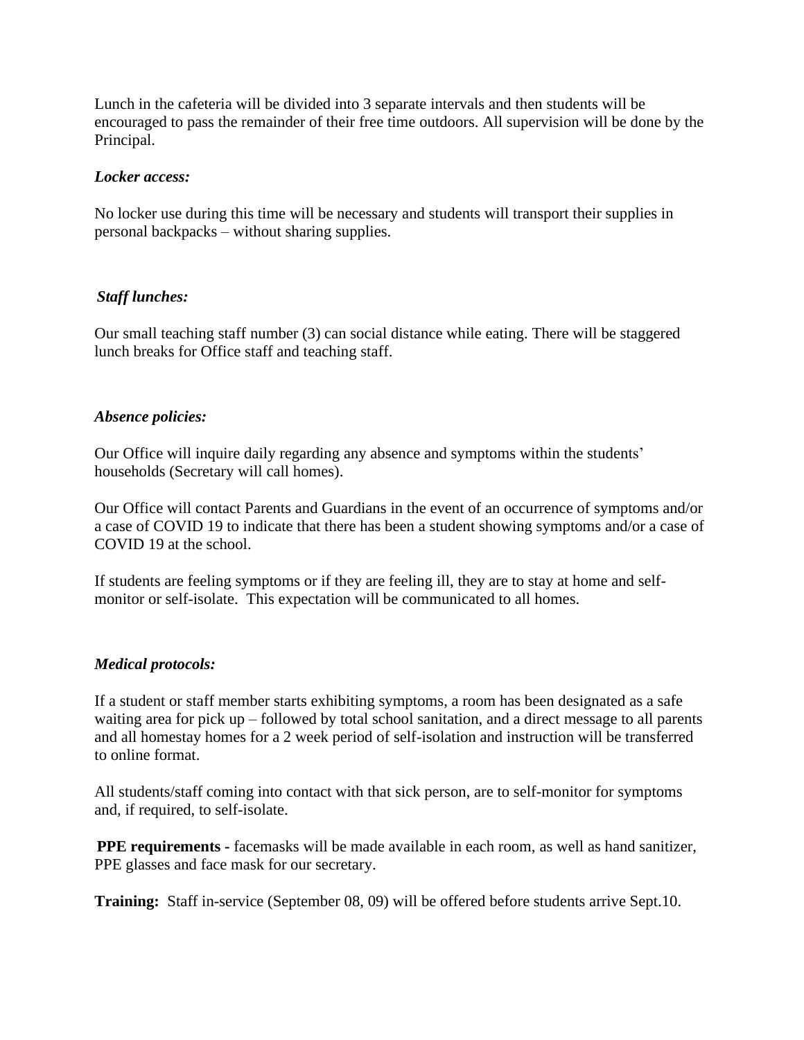Lunch in the cafeteria will be divided into 3 separate intervals and then students will be encouraged to pass the remainder of their free time outdoors. All supervision will be done by the Principal.

***Locker access:***

No locker use during this time will be necessary and students will transport their supplies in personal backpacks – without sharing supplies.

***Staff lunches:***

Our small teaching staff number (3) can social distance while eating. There will be staggered lunch breaks for Office staff and teaching staff.

***Absence policies:***

Our Office will inquire daily regarding any absence and symptoms within the students' households (Secretary will call homes).

Our Office will contact Parents and Guardians in the event of an occurrence of symptoms and/or a case of COVID 19 to indicate that there has been a student showing symptoms and/or a case of COVID 19 at the school.

If students are feeling symptoms or if they are feeling ill, they are to stay at home and self-monitor or self-isolate. This expectation will be communicated to all homes.

***Medical protocols:***

If a student or staff member starts exhibiting symptoms, a room has been designated as a safe waiting area for pick up – followed by total school sanitation, and a direct message to all parents and all homestay homes for a 2 week period of self-isolation and instruction will be transferred to online format.

All students/staff coming into contact with that sick person, are to self-monitor for symptoms and, if required, to self-isolate.

**PPE requirements -** facemasks will be made available in each room, as well as hand sanitizer, PPE glasses and face mask for our secretary.

**Training:** Staff in-service (September 08, 09) will be offered before students arrive Sept.10.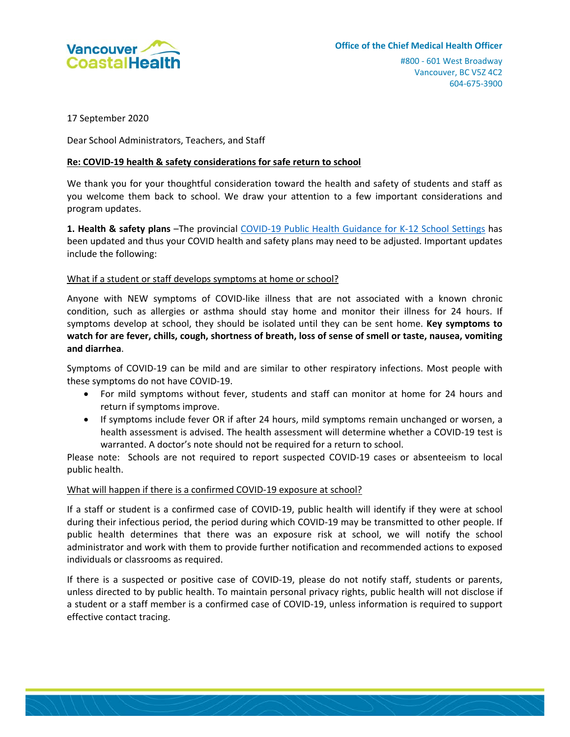Office of the Chief Medical Health Officer

#800 - 601 West Broadway
Vancouver, BC V5Z 4C2
604-675-3900

17 September 2020

Dear School Administrators, Teachers, and Staff

**Re: COVID-19 health & safety considerations for safe return to school**

We thank you for your thoughtful consideration toward the health and safety of students and staff as you welcome them back to school. We draw your attention to a few important considerations and program updates.

**1. Health & safety plans** –The provincial [COVID-19 Public Health Guidance for K-12 School Settings]() has been updated and thus your COVID health and safety plans may need to be adjusted. Important updates include the following:

What if a student or staff develops symptoms at home or school?

Anyone with NEW symptoms of COVID-like illness that are not associated with a known chronic condition, such as allergies or asthma should stay home and monitor their illness for 24 hours. If symptoms develop at school, they should be isolated until they can be sent home. **Key symptoms to watch for are fever, chills, cough, shortness of breath, loss of sense of smell or taste, nausea, vomiting and diarrhea**.

Symptoms of COVID-19 can be mild and are similar to other respiratory infections. Most people with these symptoms do not have COVID-19.

- For mild symptoms without fever, students and staff can monitor at home for 24 hours and return if symptoms improve.
- If symptoms include fever OR if after 24 hours, mild symptoms remain unchanged or worsen, a health assessment is advised. The health assessment will determine whether a COVID-19 test is warranted. A doctor's note should not be required for a return to school.

Please note: Schools are not required to report suspected COVID-19 cases or absenteeism to local public health.

What will happen if there is a confirmed COVID-19 exposure at school?

If a staff or student is a confirmed case of COVID-19, public health will identify if they were at school during their infectious period, the period during which COVID-19 may be transmitted to other people. If public health determines that there was an exposure risk at school, we will notify the school administrator and work with them to provide further notification and recommended actions to exposed individuals or classrooms as required.

If there is a suspected or positive case of COVID-19, please do not notify staff, students or parents, unless directed to by public health. To maintain personal privacy rights, public health will not disclose if a student or a staff member is a confirmed case of COVID-19, unless information is required to support effective contact tracing.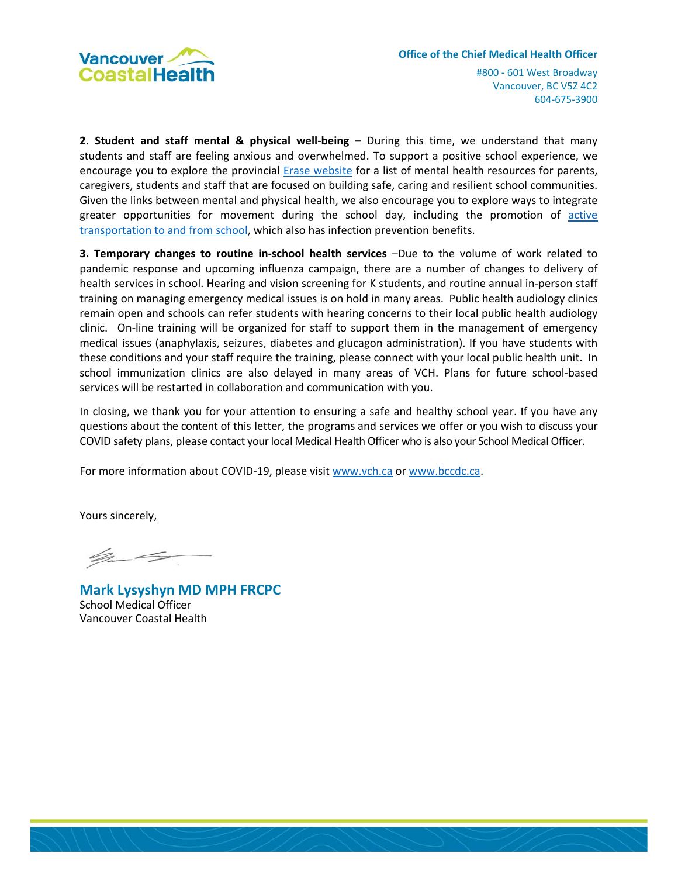**Office of the Chief Medical Health Officer**

#800 - 601 West Broadway
Vancouver, BC V5Z 4C2
604-675-3900

**2. Student and staff mental & physical well-being –** During this time, we understand that many students and staff are feeling anxious and overwhelmed. To support a positive school experience, we encourage you to explore the provincial Erase website for a list of mental health resources for parents, caregivers, students and staff that are focused on building safe, caring and resilient school communities. Given the links between mental and physical health, we also encourage you to explore ways to integrate greater opportunities for movement during the school day, including the promotion of active transportation to and from school, which also has infection prevention benefits.

**3. Temporary changes to routine in-school health services** –Due to the volume of work related to pandemic response and upcoming influenza campaign, there are a number of changes to delivery of health services in school. Hearing and vision screening for K students, and routine annual in-person staff training on managing emergency medical issues is on hold in many areas. Public health audiology clinics remain open and schools can refer students with hearing concerns to their local public health audiology clinic. On-line training will be organized for staff to support them in the management of emergency medical issues (anaphylaxis, seizures, diabetes and glucagon administration). If you have students with these conditions and your staff require the training, please connect with your local public health unit. In school immunization clinics are also delayed in many areas of VCH. Plans for future school-based services will be restarted in collaboration and communication with you.

In closing, we thank you for your attention to ensuring a safe and healthy school year. If you have any questions about the content of this letter, the programs and services we offer or you wish to discuss your COVID safety plans, please contact your local Medical Health Officer who is also your School Medical Officer.

For more information about COVID-19, please visit www.vch.ca or www.bccdc.ca.

Yours sincerely,

**Mark Lysyshyn MD MPH FRCPC**
School Medical Officer
Vancouver Coastal Health